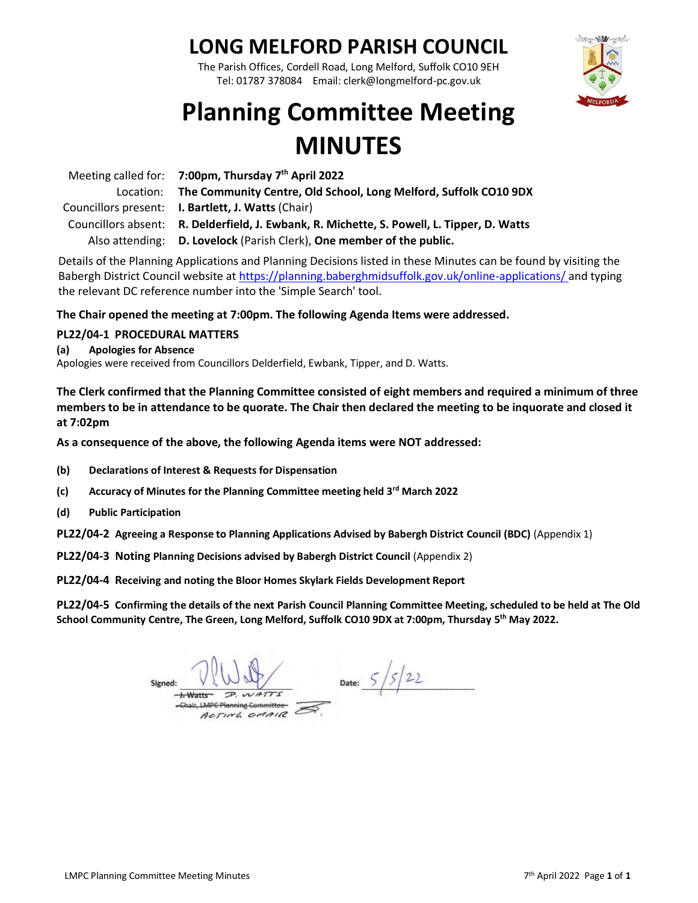# LONG MELFORD PARISH COUNCIL

The Parish Offices, Cordell Road, Long Melford, Suffolk CO10 9EH
Tel: 01787 378084 Email: clerk@longmelford-pc.gov.uk

# Planning Committee Meeting MINUTES

| | |
|---|---|
| Meeting called for: | **7:00pm, Thursday 7th April 2022** |
| Location: | **The Community Centre, Old School, Long Melford, Suffolk CO10 9DX** |
| Councillors present: | **I. Bartlett, J. Watts** (Chair) |
| Councillors absent: | **R. Delderfield, J. Ewbank, R. Michette, S. Powell, L. Tipper, D. Watts** |
| Also attending: | **D. Lovelock** (Parish Clerk), **One member of the public.** |

Details of the Planning Applications and Planning Decisions listed in these Minutes can be found by visiting the Babergh District Council website at https://planning.baberghmidsuffolk.gov.uk/online-applications/ and typing the relevant DC reference number into the 'Simple Search' tool.

**The Chair opened the meeting at 7:00pm. The following Agenda Items were addressed.**

## PL22/04-1 PROCEDURAL MATTERS

### (a) Apologies for Absence

Apologies were received from Councillors Delderfield, Ewbank, Tipper, and D. Watts.

**The Clerk confirmed that the Planning Committee consisted of eight members and required a minimum of three members to be in attendance to be quorate. The Chair then declared the meeting to be inquorate and closed it at 7:02pm**

**As a consequence of the above, the following Agenda items were NOT addressed:**

**(b) Declarations of Interest & Requests for Dispensation**

**(c) Accuracy of Minutes for the Planning Committee meeting held 3rd March 2022**

**(d) Public Participation**

**PL22/04-2 Agreeing a Response to Planning Applications Advised by Babergh District Council (BDC)** (Appendix 1)

**PL22/04-3 Noting Planning Decisions advised by Babergh District Council** (Appendix 2)

**PL22/04-4 Receiving and noting the Bloor Homes Skylark Fields Development Report**

**PL22/04-5 Confirming the details of the next Parish Council Planning Committee Meeting, scheduled to be held at The Old School Community Centre, The Green, Long Melford, Suffolk CO10 9DX at 7:00pm, Thursday 5th May 2022.**

Signed: ~~J. Watts~~ D. WATTS
~~Chair, LMPC Planning Committee~~ ACTING CHAIR

Date: 5/5/22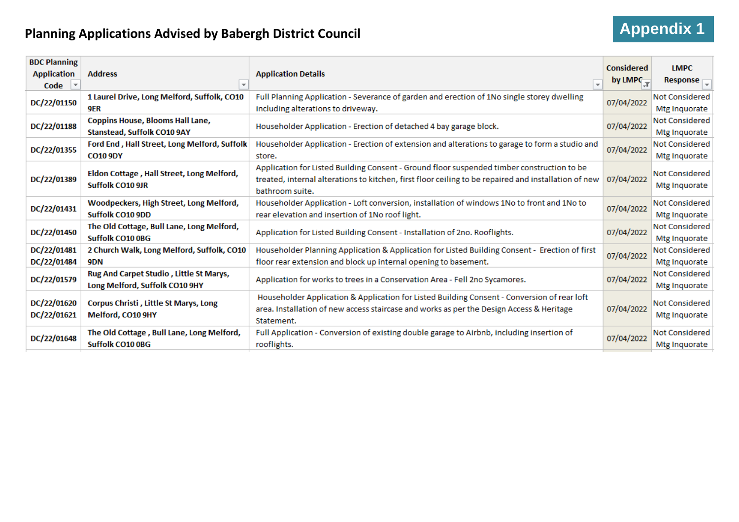# Planning Applications Advised by Babergh District Council

**Appendix 1**

| BDC Planning Application Code | Address | Application Details | Considered by LMPC | LMPC Response |
|---|---|---|---|---|
| **DC/22/01150** | **1 Laurel Drive, Long Melford, Suffolk, CO10 9ER** | Full Planning Application - Severance of garden and erection of 1No single storey dwelling including alterations to driveway. | 07/04/2022 | Not Considered Mtg Inquorate |
| **DC/22/01188** | **Coppins House, Blooms Hall Lane, Stanstead, Suffolk CO10 9AY** | Householder Application - Erection of detached 4 bay garage block. | 07/04/2022 | Not Considered Mtg Inquorate |
| **DC/22/01355** | **Ford End , Hall Street, Long Melford, Suffolk CO10 9DY** | Householder Application - Erection of extension and alterations to garage to form a studio and store. | 07/04/2022 | Not Considered Mtg Inquorate |
| **DC/22/01389** | **Eldon Cottage , Hall Street, Long Melford, Suffolk CO10 9JR** | Application for Listed Building Consent - Ground floor suspended timber construction to be treated, internal alterations to kitchen, first floor ceiling to be repaired and installation of new bathroom suite. | 07/04/2022 | Not Considered Mtg Inquorate |
| **DC/22/01431** | **Woodpeckers, High Street, Long Melford, Suffolk CO10 9DD** | Householder Application - Loft conversion, installation of windows 1No to front and 1No to rear elevation and insertion of 1No roof light. | 07/04/2022 | Not Considered Mtg Inquorate |
| **DC/22/01450** | **The Old Cottage, Bull Lane, Long Melford, Suffolk CO10 0BG** | Application for Listed Building Consent - Installation of 2no. Rooflights. | 07/04/2022 | Not Considered Mtg Inquorate |
| **DC/22/01481 DC/22/01484** | **2 Church Walk, Long Melford, Suffolk, CO10 9DN** | Householder Planning Application & Application for Listed Building Consent - Erection of first floor rear extension and block up internal opening to basement. | 07/04/2022 | Not Considered Mtg Inquorate |
| **DC/22/01579** | **Rug And Carpet Studio , Little St Marys, Long Melford, Suffolk CO10 9HY** | Application for works to trees in a Conservation Area - Fell 2no Sycamores. | 07/04/2022 | Not Considered Mtg Inquorate |
| **DC/22/01620 DC/22/01621** | **Corpus Christi , Little St Marys, Long Melford, CO10 9HY** | Householder Application & Application for Listed Building Consent - Conversion of rear loft area. Installation of new access staircase and works as per the Design Access & Heritage Statement. | 07/04/2022 | Not Considered Mtg Inquorate |
| **DC/22/01648** | **The Old Cottage , Bull Lane, Long Melford, Suffolk CO10 0BG** | Full Application - Conversion of existing double garage to Airbnb, including insertion of rooflights. | 07/04/2022 | Not Considered Mtg Inquorate |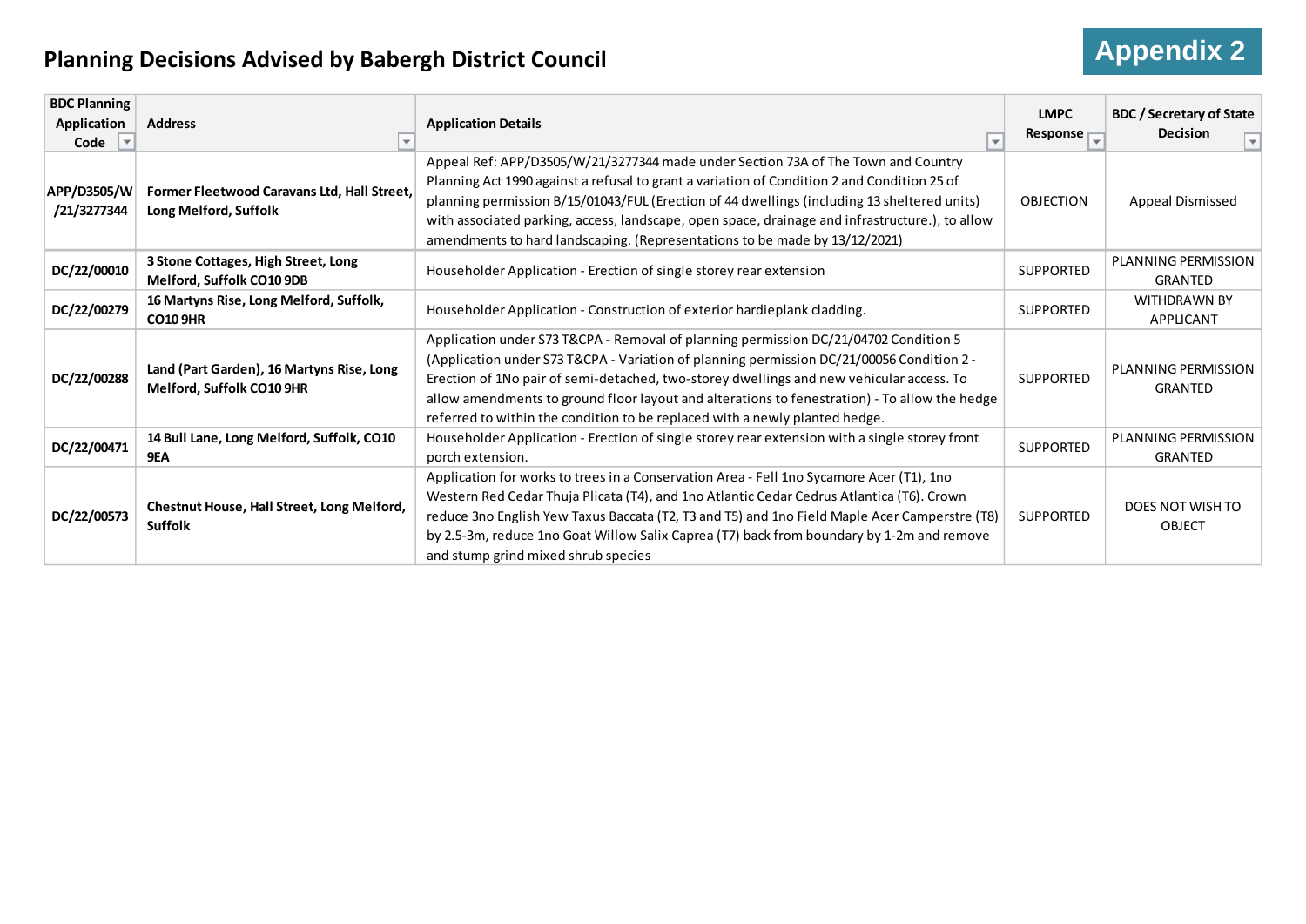# Planning Decisions Advised by Babergh District Council

**Appendix 2**

| BDC Planning Application Code | Address | Application Details | LMPC Response | BDC / Secretary of State Decision |
|---|---|---|---|---|
| APP/D3505/W/21/3277344 | Former Fleetwood Caravans Ltd, Hall Street, Long Melford, Suffolk | Appeal Ref: APP/D3505/W/21/3277344 made under Section 73A of The Town and Country Planning Act 1990 against a refusal to grant a variation of Condition 2 and Condition 25 of planning permission B/15/01043/FUL (Erection of 44 dwellings (including 13 sheltered units) with associated parking, access, landscape, open space, drainage and infrastructure.), to allow amendments to hard landscaping. (Representations to be made by 13/12/2021) | OBJECTION | Appeal Dismissed |
| DC/22/00010 | 3 Stone Cottages, High Street, Long Melford, Suffolk CO10 9DB | Householder Application - Erection of single storey rear extension | SUPPORTED | PLANNING PERMISSION GRANTED |
| DC/22/00279 | 16 Martyns Rise, Long Melford, Suffolk, CO10 9HR | Householder Application - Construction of exterior hardieplank cladding. | SUPPORTED | WITHDRAWN BY APPLICANT |
| DC/22/00288 | Land (Part Garden), 16 Martyns Rise, Long Melford, Suffolk CO10 9HR | Application under S73 T&CPA - Removal of planning permission DC/21/04702 Condition 5 (Application under S73 T&CPA - Variation of planning permission DC/21/00056 Condition 2 - Erection of 1No pair of semi-detached, two-storey dwellings and new vehicular access. To allow amendments to ground floor layout and alterations to fenestration) - To allow the hedge referred to within the condition to be replaced with a newly planted hedge. | SUPPORTED | PLANNING PERMISSION GRANTED |
| DC/22/00471 | 14 Bull Lane, Long Melford, Suffolk, CO10 9EA | Householder Application - Erection of single storey rear extension with a single storey front porch extension. | SUPPORTED | PLANNING PERMISSION GRANTED |
| DC/22/00573 | Chestnut House, Hall Street, Long Melford, Suffolk | Application for works to trees in a Conservation Area - Fell 1no Sycamore Acer (T1), 1no Western Red Cedar Thuja Plicata (T4), and 1no Atlantic Cedar Cedrus Atlantica (T6). Crown reduce 3no English Yew Taxus Baccata (T2, T3 and T5) and 1no Field Maple Acer Camperstre (T8) by 2.5-3m, reduce 1no Goat Willow Salix Caprea (T7) back from boundary by 1-2m and remove and stump grind mixed shrub species | SUPPORTED | DOES NOT WISH TO OBJECT |